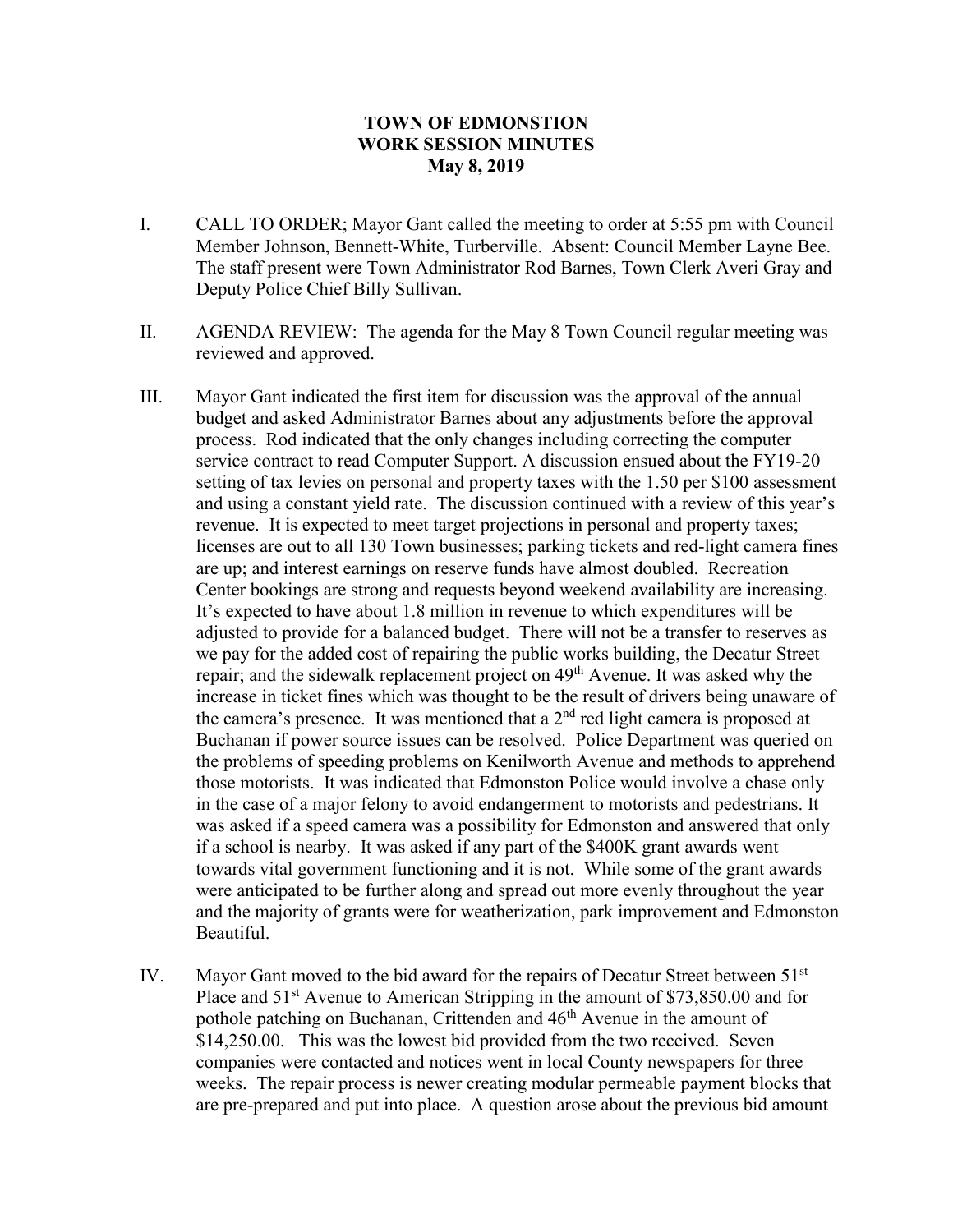**TOWN OF EDMONSTION**
**WORK SESSION MINUTES**
**May 8, 2019**

I. CALL TO ORDER; Mayor Gant called the meeting to order at 5:55 pm with Council Member Johnson, Bennett-White, Turberville. Absent: Council Member Layne Bee. The staff present were Town Administrator Rod Barnes, Town Clerk Averi Gray and Deputy Police Chief Billy Sullivan.

II. AGENDA REVIEW: The agenda for the May 8 Town Council regular meeting was reviewed and approved.

III. Mayor Gant indicated the first item for discussion was the approval of the annual budget and asked Administrator Barnes about any adjustments before the approval process. Rod indicated that the only changes including correcting the computer service contract to read Computer Support. A discussion ensued about the FY19-20 setting of tax levies on personal and property taxes with the 1.50 per $100 assessment and using a constant yield rate. The discussion continued with a review of this year's revenue. It is expected to meet target projections in personal and property taxes; licenses are out to all 130 Town businesses; parking tickets and red-light camera fines are up; and interest earnings on reserve funds have almost doubled. Recreation Center bookings are strong and requests beyond weekend availability are increasing. It's expected to have about 1.8 million in revenue to which expenditures will be adjusted to provide for a balanced budget. There will not be a transfer to reserves as we pay for the added cost of repairing the public works building, the Decatur Street repair; and the sidewalk replacement project on 49th Avenue. It was asked why the increase in ticket fines which was thought to be the result of drivers being unaware of the camera's presence. It was mentioned that a 2nd red light camera is proposed at Buchanan if power source issues can be resolved. Police Department was queried on the problems of speeding problems on Kenilworth Avenue and methods to apprehend those motorists. It was indicated that Edmonston Police would involve a chase only in the case of a major felony to avoid endangerment to motorists and pedestrians. It was asked if a speed camera was a possibility for Edmonston and answered that only if a school is nearby. It was asked if any part of the $400K grant awards went towards vital government functioning and it is not. While some of the grant awards were anticipated to be further along and spread out more evenly throughout the year and the majority of grants were for weatherization, park improvement and Edmonston Beautiful.

IV. Mayor Gant moved to the bid award for the repairs of Decatur Street between 51st Place and 51st Avenue to American Stripping in the amount of $73,850.00 and for pothole patching on Buchanan, Crittenden and 46th Avenue in the amount of $14,250.00. This was the lowest bid provided from the two received. Seven companies were contacted and notices went in local County newspapers for three weeks. The repair process is newer creating modular permeable payment blocks that are pre-prepared and put into place. A question arose about the previous bid amount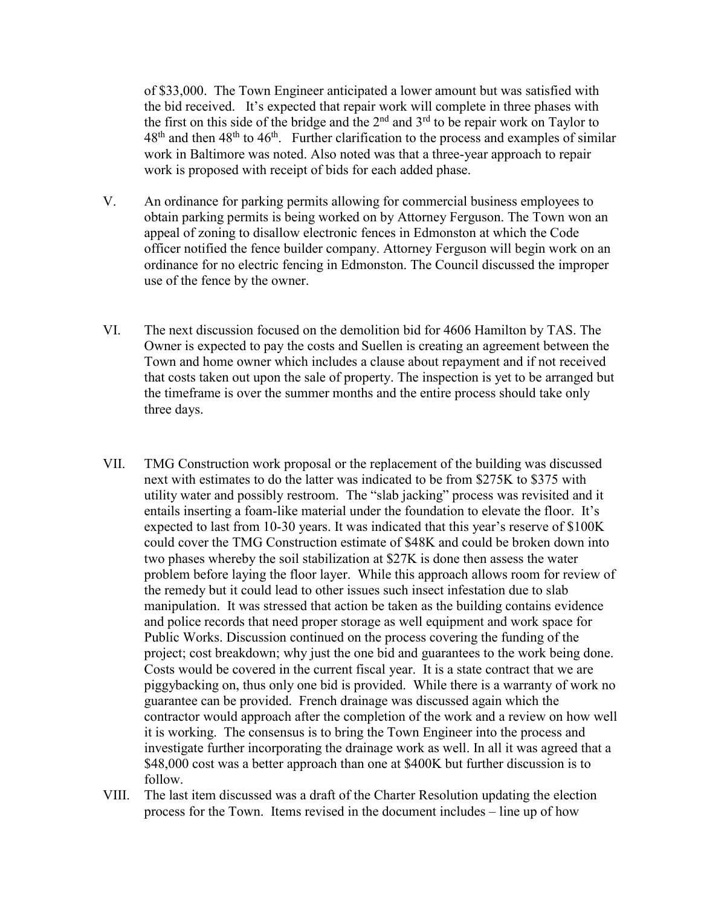of $33,000. The Town Engineer anticipated a lower amount but was satisfied with the bid received. It's expected that repair work will complete in three phases with the first on this side of the bridge and the 2nd and 3rd to be repair work on Taylor to 48th and then 48th to 46th. Further clarification to the process and examples of similar work in Baltimore was noted. Also noted was that a three-year approach to repair work is proposed with receipt of bids for each added phase.

V. An ordinance for parking permits allowing for commercial business employees to obtain parking permits is being worked on by Attorney Ferguson. The Town won an appeal of zoning to disallow electronic fences in Edmonston at which the Code officer notified the fence builder company. Attorney Ferguson will begin work on an ordinance for no electric fencing in Edmonston. The Council discussed the improper use of the fence by the owner.

VI. The next discussion focused on the demolition bid for 4606 Hamilton by TAS. The Owner is expected to pay the costs and Suellen is creating an agreement between the Town and home owner which includes a clause about repayment and if not received that costs taken out upon the sale of property. The inspection is yet to be arranged but the timeframe is over the summer months and the entire process should take only three days.

VII. TMG Construction work proposal or the replacement of the building was discussed next with estimates to do the latter was indicated to be from $275K to $375 with utility water and possibly restroom. The "slab jacking" process was revisited and it entails inserting a foam-like material under the foundation to elevate the floor. It's expected to last from 10-30 years. It was indicated that this year's reserve of $100K could cover the TMG Construction estimate of $48K and could be broken down into two phases whereby the soil stabilization at $27K is done then assess the water problem before laying the floor layer. While this approach allows room for review of the remedy but it could lead to other issues such insect infestation due to slab manipulation. It was stressed that action be taken as the building contains evidence and police records that need proper storage as well equipment and work space for Public Works. Discussion continued on the process covering the funding of the project; cost breakdown; why just the one bid and guarantees to the work being done. Costs would be covered in the current fiscal year. It is a state contract that we are piggybacking on, thus only one bid is provided. While there is a warranty of work no guarantee can be provided. French drainage was discussed again which the contractor would approach after the completion of the work and a review on how well it is working. The consensus is to bring the Town Engineer into the process and investigate further incorporating the drainage work as well. In all it was agreed that a $48,000 cost was a better approach than one at $400K but further discussion is to follow.

VIII. The last item discussed was a draft of the Charter Resolution updating the election process for the Town. Items revised in the document includes – line up of how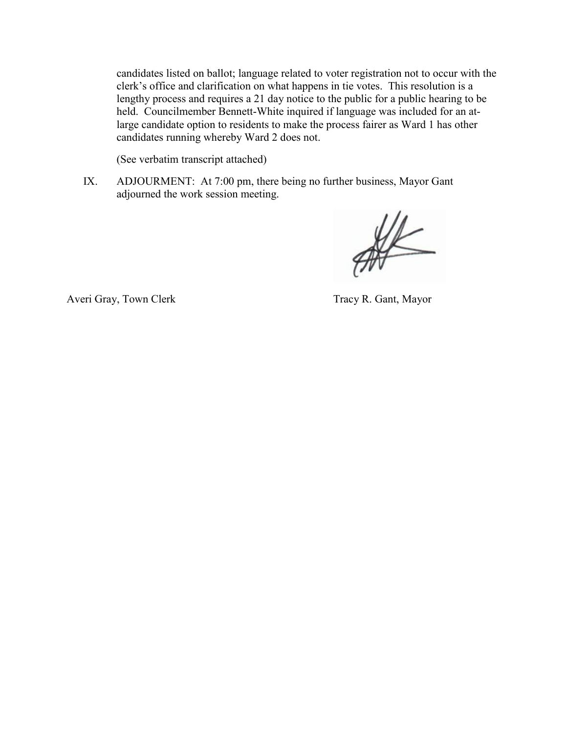candidates listed on ballot; language related to voter registration not to occur with the clerk's office and clarification on what happens in tie votes. This resolution is a lengthy process and requires a 21 day notice to the public for a public hearing to be held. Councilmember Bennett-White inquired if language was included for an at-large candidate option to residents to make the process fairer as Ward 1 has other candidates running whereby Ward 2 does not.

(See verbatim transcript attached)

IX. ADJOURMENT: At 7:00 pm, there being no further business, Mayor Gant adjourned the work session meeting.

Averi Gray, Town Clerk

Tracy R. Gant, Mayor